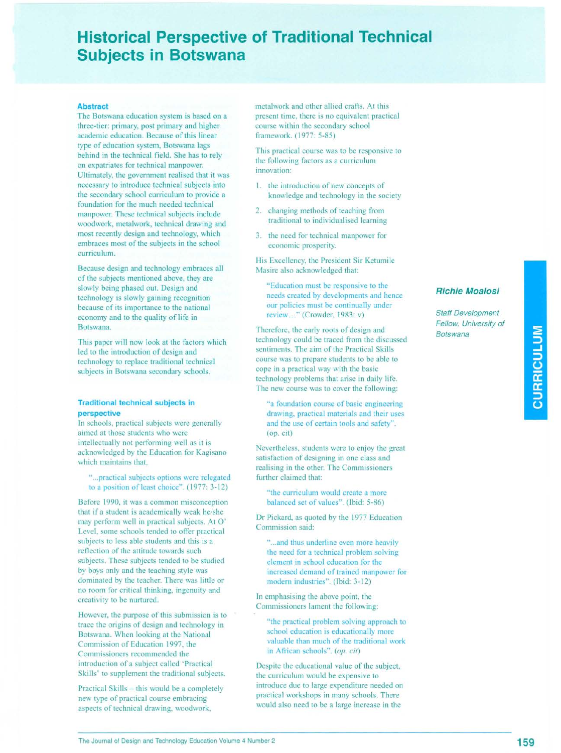# Historical Perspective of Traditional Technical Subjects in Botswana

***Richie Moalosi***

*Staff Development Fellow, University of Botswana*

### Abstract

The Botswana education system is based on a three-tier: primary, post primary and higher academic education. Because of this linear type of education system, Botswana lags behind in the technical field. She has to rely on expatriates for technical manpower. Ultimately, the government realised that it was necessary to introduce technical subjects into the secondary school curriculum to provide a foundation for the much needed technical manpower. These technical subjects include woodwork, metalwork, technical drawing and most recently design and technology, which embraces most of the subjects in the school curriculum.

Because design and technology embraces all of the subjects mentioned above, they are slowly being phased out. Design and technology is slowly gaining recognition because of its importance to the national economy and to the quality of life in Botswana.

This paper will now look at the factors which led to the introduction of design and technology to replace traditional technical subjects in Botswana secondary schools.

### Traditional technical subjects in perspective

In schools, practical subjects were generally aimed at those students who were intellectually not performing well as it is acknowledged by the Education for Kagisano which maintains that,

> "...practical subjects options were relegated to a position of least choice". (1977: 3-12)

Before 1990, it was a common misconception that if a student is academically weak he/she may perform well in practical subjects. At O' Level, some schools tended to offer practical subjects to less able students and this is a reflection of the attitude towards such subjects. These subjects tended to be studied by boys only and the teaching style was dominated by the teacher. There was little or no room for critical thinking, ingenuity and creativity to be nurtured.

However, the purpose of this submission is to trace the origins of design and technology in Botswana. When looking at the National Commission of Education 1997, the Commissioners recommended the introduction of a subject called 'Practical Skills' to supplement the traditional subjects.

Practical Skills – this would be a completely new type of practical course embracing aspects of technical drawing, woodwork, metalwork and other allied crafts. At this present time, there is no equivalent practical course within the secondary school framework. (1977: 5-85)

This practical course was to be responsive to the following factors as a curriculum innovation:

1. the introduction of new concepts of knowledge and technology in the society
2. changing methods of teaching from traditional to individualised learning
3. the need for technical manpower for economic prosperity.

His Excellency, the President Sir Ketumile Masire also acknowledged that:

> "Education must be responsive to the needs created by developments and hence our policies must be continually under review..." (Crowder, 1983: v)

Therefore, the early roots of design and technology could be traced from the discussed sentiments. The aim of the Practical Skills course was to prepare students to be able to cope in a practical way with the basic technology problems that arise in daily life. The new course was to cover the following:

> "a foundation course of basic engineering drawing, practical materials and their uses and the use of certain tools and safety". (op. cit)

Nevertheless, students were to enjoy the great satisfaction of designing in one class and realising in the other. The Commissioners further claimed that:

> "the curriculum would create a more balanced set of values". (Ibid: 5-86)

Dr Pickard, as quoted by the 1977 Education Commission said:

> "...and thus underline even more heavily the need for a technical problem solving element in school education for the increased demand of trained manpower for modern industries". (Ibid: 3-12)

In emphasising the above point, the Commissioners lament the following:

> "the practical problem solving approach to school education is educationally more valuable than much of the traditional work in African schools". (*op. cit*)

Despite the educational value of the subject, the curriculum would be expensive to introduce due to large expenditure needed on practical workshops in many schools. There would also need to be a large increase in the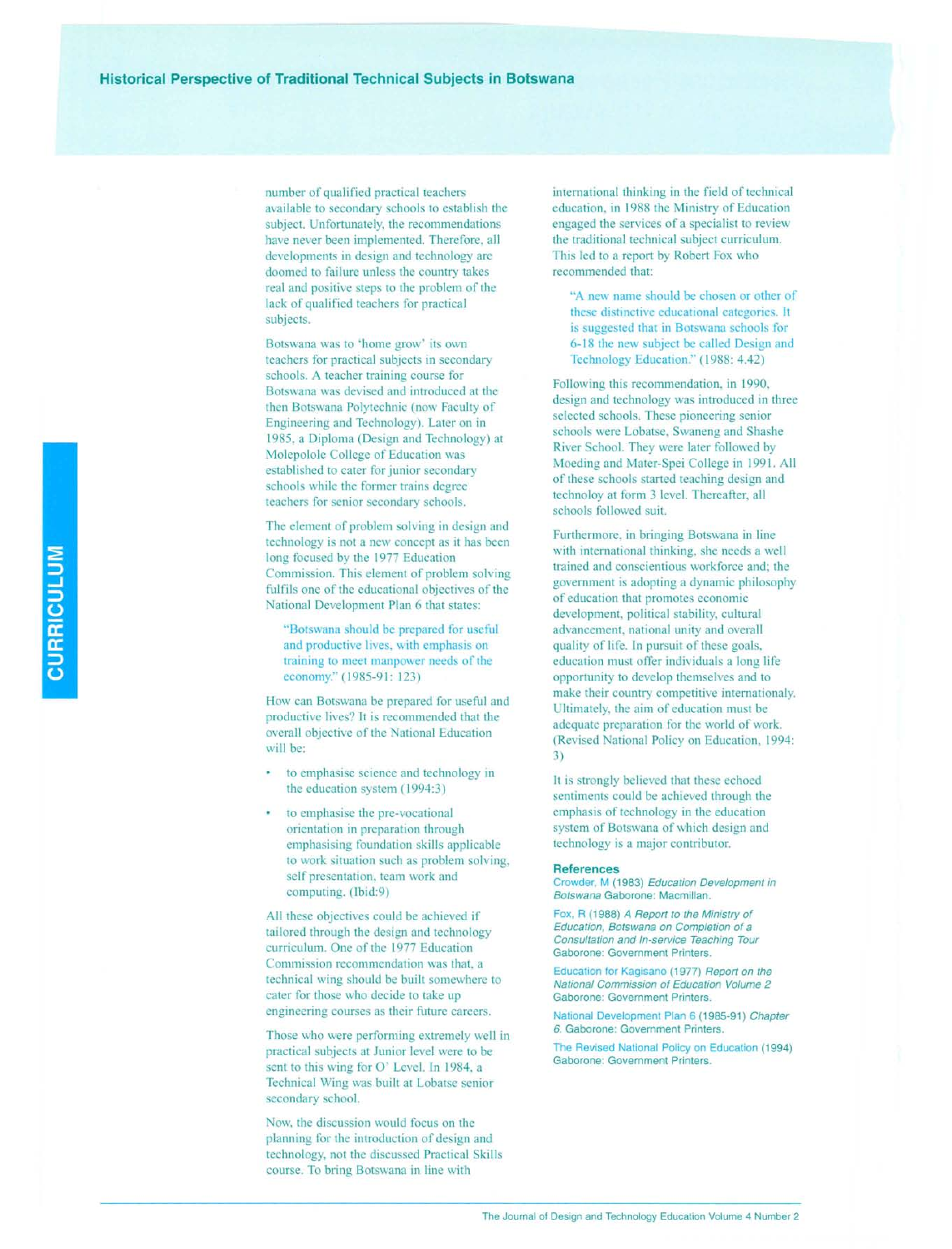number of qualified practical teachers available to secondary schools to establish the subject. Unfortunately, the recommendations have never been implemented. Therefore, all developments in design and technology are doomed to failure unless the country takes real and positive steps to the problem of the lack of qualified teachers for practical subjects.

Botswana was to 'home grow' its own teachers for practical subjects in secondary schools. A teacher training course for Botswana was devised and introduced at the then Botswana Polytechnic (now Faculty of Engineering and Technology). Later on in 1985, a Diploma (Design and Technology) at Molepolole College of Education was established to cater for junior secondary schools while the former trains degree teachers for senior secondary schools.

The element of problem solving in design and technology is not a new concept as it has been long focused by the 1977 Education Commission. This element of problem solving fulfils one of the educational objectives of the National Development Plan 6 that states:

> "Botswana should be prepared for useful and productive lives, with emphasis on training to meet manpower needs of the economy." (1985-91: 123)

How can Botswana be prepared for useful and productive lives? It is recommended that the overall objective of the National Education will be:

- to emphasise science and technology in the education system (1994:3)
- to emphasise the pre-vocational orientation in preparation through emphasising foundation skills applicable to work situation such as problem solving, self presentation, team work and computing. (Ibid:9)

All these objectives could be achieved if tailored through the design and technology curriculum. One of the 1977 Education Commission recommendation was that, a technical wing should be built somewhere to cater for those who decide to take up engineering courses as their future careers.

Those who were performing extremely well in practical subjects at Junior level were to be sent to this wing for O' Level. In 1984, a Technical Wing was built at Lobatse senior secondary school.

Now, the discussion would focus on the planning for the introduction of design and technology, not the discussed Practical Skills course. To bring Botswana in line with international thinking in the field of technical education, in 1988 the Ministry of Education engaged the services of a specialist to review the traditional technical subject curriculum. This led to a report by Robert Fox who recommended that:

> "A new name should be chosen or other of these distinctive educational categories. It is suggested that in Botswana schools for 6-18 the new subject be called Design and Technology Education." (1988: 4.42)

Following this recommendation, in 1990, design and technology was introduced in three selected schools. These pioneering senior schools were Lobatse, Swaneng and Shashe River School. They were later followed by Moeding and Mater-Spei College in 1991. All of these schools started teaching design and technoloy at form 3 level. Thereafter, all schools followed suit.

Furthermore, in bringing Botswana in line with international thinking, she needs a well trained and conscientious workforce and; the government is adopting a dynamic philosophy of education that promotes economic development, political stability, cultural advancement, national unity and overall quality of life. In pursuit of these goals, education must offer individuals a long life opportunity to develop themselves and to make their country competitive internationaly. Ultimately, the aim of education must be adequate preparation for the world of work. (Revised National Policy on Education, 1994: 3)

It is strongly believed that these echoed sentiments could be achieved through the emphasis of technology in the education system of Botswana of which design and technology is a major contributor.

### References

Crowder, M (1983) *Education Development in Botswana* Gaborone: Macmillan.

Fox, R (1988) *A Report to the Ministry of Education, Botswana on Completion of a Consultation and In-service Teaching Tour* Gaborone: Government Printers.

Education for Kagisano (1977) *Report on the National Commission of Education Volume 2* Gaborone: Government Printers.

National Development Plan 6 (1985-91) *Chapter 6.* Gaborone: Government Printers.

The Revised National Policy on Education (1994) Gaborone: Government Printers.